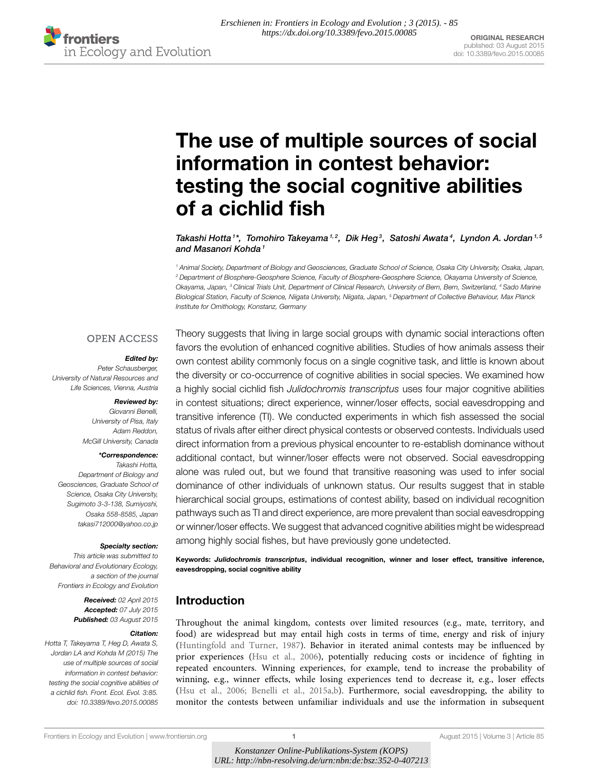Erschienen in: Frontiers in Ecology and Evolution ; 3 (2015). - 85
https://dx.doi.org/10.3389/fevo.2015.00085

ORIGINAL RESEARCH
published: 03 August 2015
doi: 10.3389/fevo.2015.00085

# The use of multiple sources of social information in contest behavior: testing the social cognitive abilities of a cichlid fish

*Takashi Hotta[1]\*, Tomohiro Takeyama[1,2], Dik Heg[3], Satoshi Awata[4], Lyndon A. Jordan[1,5] and Masanori Kohda[1]*

[1] Animal Society, Department of Biology and Geosciences, Graduate School of Science, Osaka City University, Osaka, Japan, [2] Department of Biosphere-Geosphere Science, Faculty of Biosphere-Geosphere Science, Okayama University of Science, Okayama, Japan, [3] Clinical Trials Unit, Department of Clinical Research, University of Bern, Bern, Switzerland, [4] Sado Marine Biological Station, Faculty of Science, Niigata University, Niigata, Japan, [5] Department of Collective Behaviour, Max Planck Institute for Ornithology, Konstanz, Germany

OPEN ACCESS

***Edited by:***
Peter Schausberger,
University of Natural Resources and Life Sciences, Vienna, Austria

***Reviewed by:***
Giovanni Benelli,
University of Pisa, Italy
Adam Reddon,
McGill University, Canada

***\*Correspondence:***
Takashi Hotta,
Department of Biology and Geosciences, Graduate School of Science, Osaka City University, Sugimoto 3-3-138, Sumiyoshi, Osaka 558-8585, Japan
takasi712000@yahoo.co.jp

***Specialty section:***
This article was submitted to Behavioral and Evolutionary Ecology, a section of the journal Frontiers in Ecology and Evolution

***Received:*** 02 April 2015
***Accepted:*** 07 July 2015
***Published:*** 03 August 2015

***Citation:***
Hotta T, Takeyama T, Heg D, Awata S, Jordan LA and Kohda M (2015) The use of multiple sources of social information in contest behavior: testing the social cognitive abilities of a cichlid fish. Front. Ecol. Evol. 3:85. doi: 10.3389/fevo.2015.00085

Theory suggests that living in large social groups with dynamic social interactions often favors the evolution of enhanced cognitive abilities. Studies of how animals assess their own contest ability commonly focus on a single cognitive task, and little is known about the diversity or co-occurrence of cognitive abilities in social species. We examined how a highly social cichlid fish *Julidochromis transcriptus* uses four major cognitive abilities in contest situations; direct experience, winner/loser effects, social eavesdropping and transitive inference (TI). We conducted experiments in which fish assessed the social status of rivals after either direct physical contests or observed contests. Individuals used direct information from a previous physical encounter to re-establish dominance without additional contact, but winner/loser effects were not observed. Social eavesdropping alone was ruled out, but we found that transitive reasoning was used to infer social dominance of other individuals of unknown status. Our results suggest that in stable hierarchical social groups, estimations of contest ability, based on individual recognition pathways such as TI and direct experience, are more prevalent than social eavesdropping or winner/loser effects. We suggest that advanced cognitive abilities might be widespread among highly social fishes, but have previously gone undetected.

**Keywords: *Julidochromis transcriptus*, individual recognition, winner and loser effect, transitive inference, eavesdropping, social cognitive ability**

## Introduction

Throughout the animal kingdom, contests over limited resources (e.g., mate, territory, and food) are widespread but may entail high costs in terms of time, energy and risk of injury (Huntingfold and Turner, 1987). Behavior in iterated animal contests may be influenced by prior experiences (Hsu et al., 2006), potentially reducing costs or incidence of fighting in repeated encounters. Winning experiences, for example, tend to increase the probability of winning, e.g., winner effects, while losing experiences tend to decrease it, e.g., loser effects (Hsu et al., 2006; Benelli et al., 2015a,b). Furthermore, social eavesdropping, the ability to monitor the contests between unfamiliar individuals and use the information in subsequent

Konstanzer Online-Publikations-System (KOPS)
URL: http://nbn-resolving.de/urn:nbn:de:bsz:352-0-407213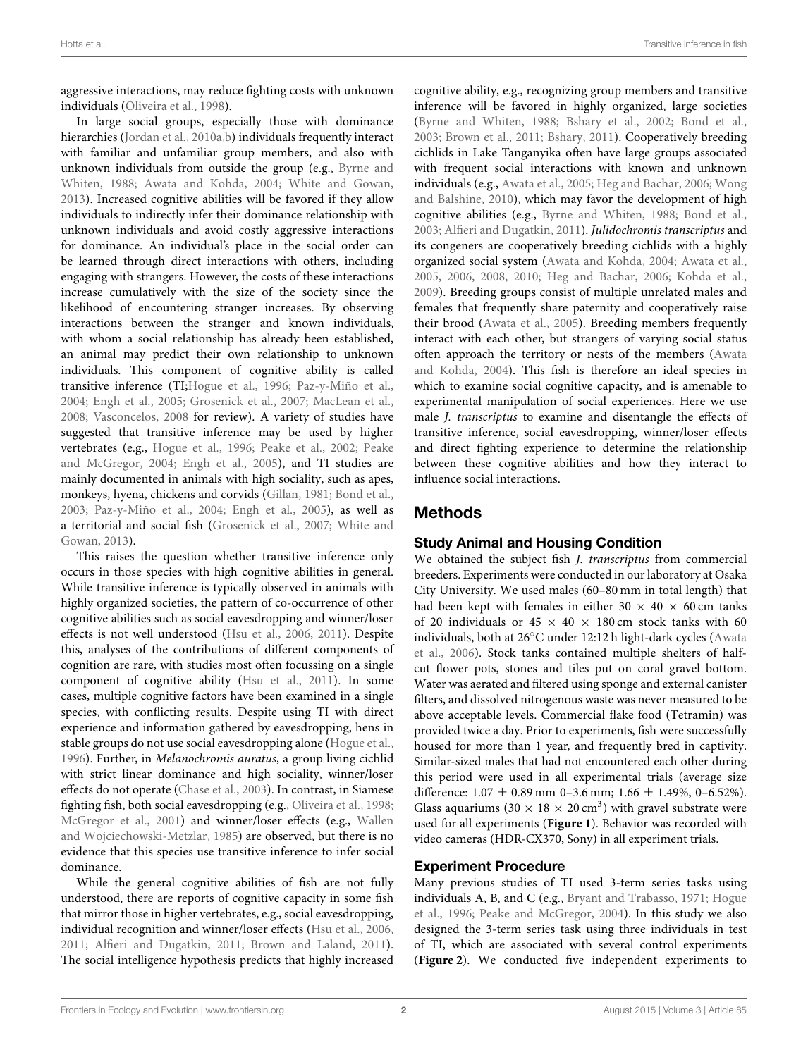aggressive interactions, may reduce fighting costs with unknown individuals (Oliveira et al., 1998).

In large social groups, especially those with dominance hierarchies (Jordan et al., 2010a,b) individuals frequently interact with familiar and unfamiliar group members, and also with unknown individuals from outside the group (e.g., Byrne and Whiten, 1988; Awata and Kohda, 2004; White and Gowan, 2013). Increased cognitive abilities will be favored if they allow individuals to indirectly infer their dominance relationship with unknown individuals and avoid costly aggressive interactions for dominance. An individual's place in the social order can be learned through direct interactions with others, including engaging with strangers. However, the costs of these interactions increase cumulatively with the size of the society since the likelihood of encountering stranger increases. By observing interactions between the stranger and known individuals, with whom a social relationship has already been established, an animal may predict their own relationship to unknown individuals. This component of cognitive ability is called transitive inference (TI;Hogue et al., 1996; Paz-y-Miño et al., 2004; Engh et al., 2005; Grosenick et al., 2007; MacLean et al., 2008; Vasconcelos, 2008 for review). A variety of studies have suggested that transitive inference may be used by higher vertebrates (e.g., Hogue et al., 1996; Peake et al., 2002; Peake and McGregor, 2004; Engh et al., 2005), and TI studies are mainly documented in animals with high sociality, such as apes, monkeys, hyena, chickens and corvids (Gillan, 1981; Bond et al., 2003; Paz-y-Miño et al., 2004; Engh et al., 2005), as well as a territorial and social fish (Grosenick et al., 2007; White and Gowan, 2013).

This raises the question whether transitive inference only occurs in those species with high cognitive abilities in general. While transitive inference is typically observed in animals with highly organized societies, the pattern of co-occurrence of other cognitive abilities such as social eavesdropping and winner/loser effects is not well understood (Hsu et al., 2006, 2011). Despite this, analyses of the contributions of different components of cognition are rare, with studies most often focussing on a single component of cognitive ability (Hsu et al., 2011). In some cases, multiple cognitive factors have been examined in a single species, with conflicting results. Despite using TI with direct experience and information gathered by eavesdropping, hens in stable groups do not use social eavesdropping alone (Hogue et al., 1996). Further, in *Melanochromis auratus*, a group living cichlid with strict linear dominance and high sociality, winner/loser effects do not operate (Chase et al., 2003). In contrast, in Siamese fighting fish, both social eavesdropping (e.g., Oliveira et al., 1998; McGregor et al., 2001) and winner/loser effects (e.g., Wallen and Wojciechowski-Metzlar, 1985) are observed, but there is no evidence that this species use transitive inference to infer social dominance.

While the general cognitive abilities of fish are not fully understood, there are reports of cognitive capacity in some fish that mirror those in higher vertebrates, e.g., social eavesdropping, individual recognition and winner/loser effects (Hsu et al., 2006, 2011; Alfieri and Dugatkin, 2011; Brown and Laland, 2011). The social intelligence hypothesis predicts that highly increased cognitive ability, e.g., recognizing group members and transitive inference will be favored in highly organized, large societies (Byrne and Whiten, 1988; Bshary et al., 2002; Bond et al., 2003; Brown et al., 2011; Bshary, 2011). Cooperatively breeding cichlids in Lake Tanganyika often have large groups associated with frequent social interactions with known and unknown individuals (e.g., Awata et al., 2005; Heg and Bachar, 2006; Wong and Balshine, 2010), which may favor the development of high cognitive abilities (e.g., Byrne and Whiten, 1988; Bond et al., 2003; Alfieri and Dugatkin, 2011). *Julidochromis transcriptus* and its congeners are cooperatively breeding cichlids with a highly organized social system (Awata and Kohda, 2004; Awata et al., 2005, 2006, 2008, 2010; Heg and Bachar, 2006; Kohda et al., 2009). Breeding groups consist of multiple unrelated males and females that frequently share paternity and cooperatively raise their brood (Awata et al., 2005). Breeding members frequently interact with each other, but strangers of varying social status often approach the territory or nests of the members (Awata and Kohda, 2004). This fish is therefore an ideal species in which to examine social cognitive capacity, and is amenable to experimental manipulation of social experiences. Here we use male *J. transcriptus* to examine and disentangle the effects of transitive inference, social eavesdropping, winner/loser effects and direct fighting experience to determine the relationship between these cognitive abilities and how they interact to influence social interactions.

## Methods

### Study Animal and Housing Condition

We obtained the subject fish *J. transcriptus* from commercial breeders. Experiments were conducted in our laboratory at Osaka City University. We used males (60–80 mm in total length) that had been kept with females in either 30 × 40 × 60 cm tanks of 20 individuals or 45 × 40 × 180 cm stock tanks with 60 individuals, both at 26°C under 12:12 h light-dark cycles (Awata et al., 2006). Stock tanks contained multiple shelters of half-cut flower pots, stones and tiles put on coral gravel bottom. Water was aerated and filtered using sponge and external canister filters, and dissolved nitrogenous waste was never measured to be above acceptable levels. Commercial flake food (Tetramin) was provided twice a day. Prior to experiments, fish were successfully housed for more than 1 year, and frequently bred in captivity. Similar-sized males that had not encountered each other during this period were used in all experimental trials (average size difference: 1.07 ± 0.89 mm 0–3.6 mm; 1.66 ± 1.49%, 0–6.52%). Glass aquariums (30 × 18 × 20 $cm^3$) with gravel substrate were used for all experiments (**Figure 1**). Behavior was recorded with video cameras (HDR-CX370, Sony) in all experiment trials.

### Experiment Procedure

Many previous studies of TI used 3-term series tasks using individuals A, B, and C (e.g., Bryant and Trabasso, 1971; Hogue et al., 1996; Peake and McGregor, 2004). In this study we also designed the 3-term series task using three individuals in test of TI, which are associated with several control experiments (**Figure 2**). We conducted five independent experiments to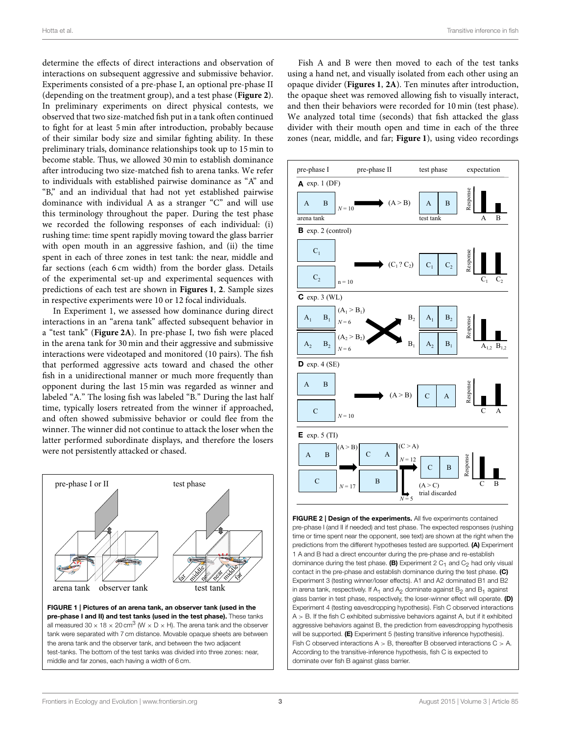determine the effects of direct interactions and observation of interactions on subsequent aggressive and submissive behavior. Experiments consisted of a pre-phase I, an optional pre-phase II (depending on the treatment group), and a test phase (**Figure 2**). In preliminary experiments on direct physical contests, we observed that two size-matched fish put in a tank often continued to fight for at least 5 min after introduction, probably because of their similar body size and similar fighting ability. In these preliminary trials, dominance relationships took up to 15 min to become stable. Thus, we allowed 30 min to establish dominance after introducing two size-matched fish to arena tanks. We refer to individuals with established pairwise dominance as "A" and "B," and an individual that had not yet established pairwise dominance with individual A as a stranger "C" and will use this terminology throughout the paper. During the test phase we recorded the following responses of each individual: (i) rushing time: time spent rapidly moving toward the glass barrier with open mouth in an aggressive fashion, and (ii) the time spent in each of three zones in test tank: the near, middle and far sections (each 6 cm width) from the border glass. Details of the experimental set-up and experimental sequences with predictions of each test are shown in **Figures 1**, **2**. Sample sizes in respective experiments were 10 or 12 focal individuals.

In Experiment 1, we assessed how dominance during direct interactions in an "arena tank" affected subsequent behavior in a "test tank" (**Figure 2A**). In pre-phase I, two fish were placed in the arena tank for 30 min and their aggressive and submissive interactions were videotaped and monitored (10 pairs). The fish that performed aggressive acts toward and chased the other fish in a unidirectional manner or much more frequently than opponent during the last 15 min was regarded as winner and labeled "A." The losing fish was labeled "B." During the last half time, typically losers retreated from the winner if approached, and often showed submissive behavior or could flee from the winner. The winner did not continue to attack the loser when the latter performed subordinate displays, and therefore the losers were not persistently attacked or chased.

**FIGURE 1 | Pictures of an arena tank, an observer tank (used in the pre-phase I and II) and test tanks (used in the test phase).** These tanks all measured 30 × 18 × 20 cm$^3$ (W × D × H). The arena tank and the observer tank were separated with 7 cm distance. Movable opaque sheets are between the arena tank and the observer tank, and between the two adjacent test-tanks. The bottom of the test tanks was divided into three zones: near, middle and far zones, each having a width of 6 cm.

Fish A and B were then moved to each of the test tanks using a hand net, and visually isolated from each other using an opaque divider (**Figures 1**, **2A**). Ten minutes after introduction, the opaque sheet was removed allowing fish to visually interact, and then their behaviors were recorded for 10 min (test phase). We analyzed total time (seconds) that fish attacked the glass divider with their mouth open and time in each of the three zones (near, middle, and far; **Figure 1**), using video recordings

**FIGURE 2 | Design of the experiments.** All five experiments contained pre-phase I (and II if needed) and test phase. The expected responses (rushing time or time spent near the opponent, see text) are shown at the right when the predictions from the different hypotheses tested are supported. **(A)** Experiment 1 A and B had a direct encounter during the pre-phase and re-establish dominance during the test phase. **(B)** Experiment 2 $C_1$ and $C_2$ had only visual contact in the pre-phase and establish dominance during the test phase. **(C)** Experiment 3 (testing winner/loser effects). A1 and A2 dominated B1 and B2 in arena tank, respectively. If $A_1$ and $A_2$ dominate against $B_2$ and $B_1$ against glass barrier in test phase, respectively, the loser-winner effect will operate. **(D)** Experiment 4 (testing eavesdropping hypothesis). Fish C observed interactions A > B. If the fish C exhibited submissive behaviors against A, but if it exhibited aggressive behaviors against B, the prediction from eavesdropping hypothesis will be supported. **(E)** Experiment 5 (testing transitive inference hypothesis). Fish C observed interactions A > B, thereafter B observed interactions C > A. According to the transitive-inference hypothesis, fish C is expected to dominate over fish B against glass barrier.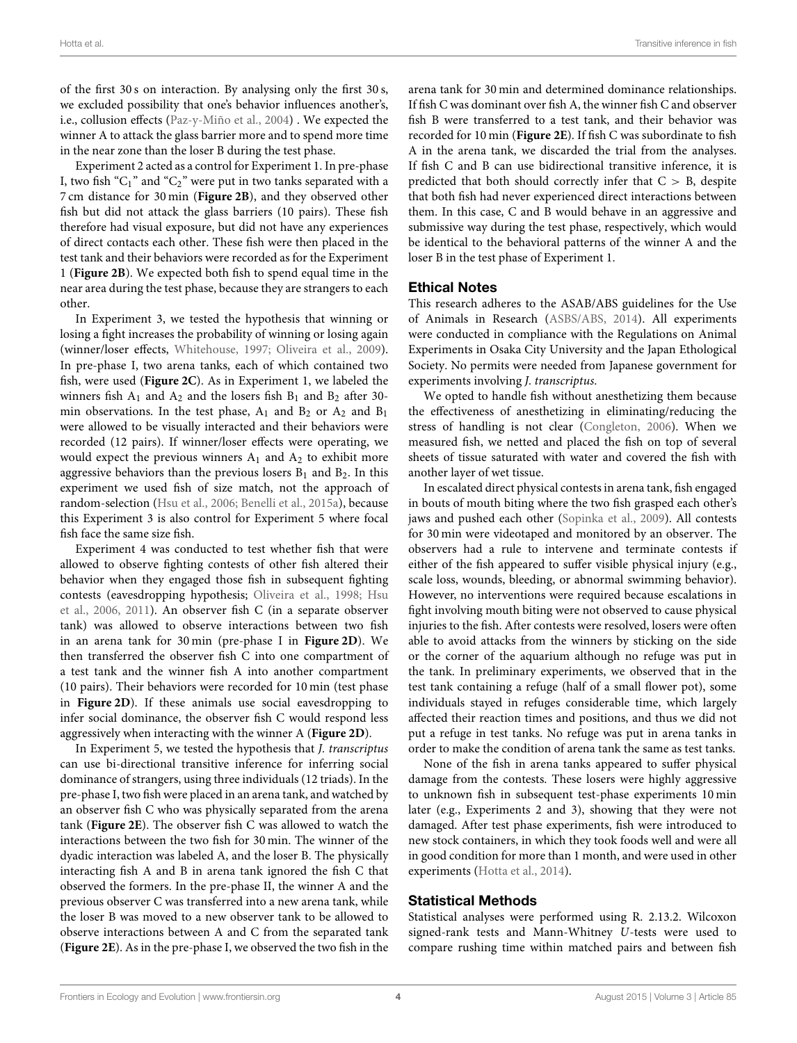of the first 30 s on interaction. By analysing only the first 30 s, we excluded possibility that one's behavior influences another's, i.e., collusion effects (Paz-y-Miño et al., 2004) . We expected the winner A to attack the glass barrier more and to spend more time in the near zone than the loser B during the test phase.

Experiment 2 acted as a control for Experiment 1. In pre-phase I, two fish "$C_1$" and "$C_2$" were put in two tanks separated with a 7 cm distance for 30 min (**Figure 2B**), and they observed other fish but did not attack the glass barriers (10 pairs). These fish therefore had visual exposure, but did not have any experiences of direct contacts each other. These fish were then placed in the test tank and their behaviors were recorded as for the Experiment 1 (**Figure 2B**). We expected both fish to spend equal time in the near area during the test phase, because they are strangers to each other.

In Experiment 3, we tested the hypothesis that winning or losing a fight increases the probability of winning or losing again (winner/loser effects, Whitehouse, 1997; Oliveira et al., 2009). In pre-phase I, two arena tanks, each of which contained two fish, were used (**Figure 2C**). As in Experiment 1, we labeled the winners fish $A_1$ and $A_2$ and the losers fish $B_1$ and $B_2$ after 30-min observations. In the test phase, $A_1$ and $B_2$ or $A_2$ and $B_1$ were allowed to be visually interacted and their behaviors were recorded (12 pairs). If winner/loser effects were operating, we would expect the previous winners $A_1$ and $A_2$ to exhibit more aggressive behaviors than the previous losers $B_1$ and $B_2$. In this experiment we used fish of size match, not the approach of random-selection (Hsu et al., 2006; Benelli et al., 2015a), because this Experiment 3 is also control for Experiment 5 where focal fish face the same size fish.

Experiment 4 was conducted to test whether fish that were allowed to observe fighting contests of other fish altered their behavior when they engaged those fish in subsequent fighting contests (eavesdropping hypothesis; Oliveira et al., 1998; Hsu et al., 2006, 2011). An observer fish C (in a separate observer tank) was allowed to observe interactions between two fish in an arena tank for 30 min (pre-phase I in **Figure 2D**). We then transferred the observer fish C into one compartment of a test tank and the winner fish A into another compartment (10 pairs). Their behaviors were recorded for 10 min (test phase in **Figure 2D**). If these animals use social eavesdropping to infer social dominance, the observer fish C would respond less aggressively when interacting with the winner A (**Figure 2D**).

In Experiment 5, we tested the hypothesis that *J. transcriptus* can use bi-directional transitive inference for inferring social dominance of strangers, using three individuals (12 triads). In the pre-phase I, two fish were placed in an arena tank, and watched by an observer fish C who was physically separated from the arena tank (**Figure 2E**). The observer fish C was allowed to watch the interactions between the two fish for 30 min. The winner of the dyadic interaction was labeled A, and the loser B. The physically interacting fish A and B in arena tank ignored the fish C that observed the formers. In the pre-phase II, the winner A and the previous observer C was transferred into a new arena tank, while the loser B was moved to a new observer tank to be allowed to observe interactions between A and C from the separated tank (**Figure 2E**). As in the pre-phase I, we observed the two fish in the arena tank for 30 min and determined dominance relationships. If fish C was dominant over fish A, the winner fish C and observer fish B were transferred to a test tank, and their behavior was recorded for 10 min (**Figure 2E**). If fish C was subordinate to fish A in the arena tank, we discarded the trial from the analyses. If fish C and B can use bidirectional transitive inference, it is predicted that both should correctly infer that $C > B$, despite that both fish had never experienced direct interactions between them. In this case, C and B would behave in an aggressive and submissive way during the test phase, respectively, which would be identical to the behavioral patterns of the winner A and the loser B in the test phase of Experiment 1.

## Ethical Notes

This research adheres to the ASAB/ABS guidelines for the Use of Animals in Research (ASBS/ABS, 2014). All experiments were conducted in compliance with the Regulations on Animal Experiments in Osaka City University and the Japan Ethological Society. No permits were needed from Japanese government for experiments involving *J. transcriptus*.

We opted to handle fish without anesthetizing them because the effectiveness of anesthetizing in eliminating/reducing the stress of handling is not clear (Congleton, 2006). When we measured fish, we netted and placed the fish on top of several sheets of tissue saturated with water and covered the fish with another layer of wet tissue.

In escalated direct physical contests in arena tank, fish engaged in bouts of mouth biting where the two fish grasped each other's jaws and pushed each other (Sopinka et al., 2009). All contests for 30 min were videotaped and monitored by an observer. The observers had a rule to intervene and terminate contests if either of the fish appeared to suffer visible physical injury (e.g., scale loss, wounds, bleeding, or abnormal swimming behavior). However, no interventions were required because escalations in fight involving mouth biting were not observed to cause physical injuries to the fish. After contests were resolved, losers were often able to avoid attacks from the winners by sticking on the side or the corner of the aquarium although no refuge was put in the tank. In preliminary experiments, we observed that in the test tank containing a refuge (half of a small flower pot), some individuals stayed in refuges considerable time, which largely affected their reaction times and positions, and thus we did not put a refuge in test tanks. No refuge was put in arena tanks in order to make the condition of arena tank the same as test tanks.

None of the fish in arena tanks appeared to suffer physical damage from the contests. These losers were highly aggressive to unknown fish in subsequent test-phase experiments 10 min later (e.g., Experiments 2 and 3), showing that they were not damaged. After test phase experiments, fish were introduced to new stock containers, in which they took foods well and were all in good condition for more than 1 month, and were used in other experiments (Hotta et al., 2014).

## Statistical Methods

Statistical analyses were performed using R. 2.13.2. Wilcoxon signed-rank tests and Mann-Whitney *U*-tests were used to compare rushing time within matched pairs and between fish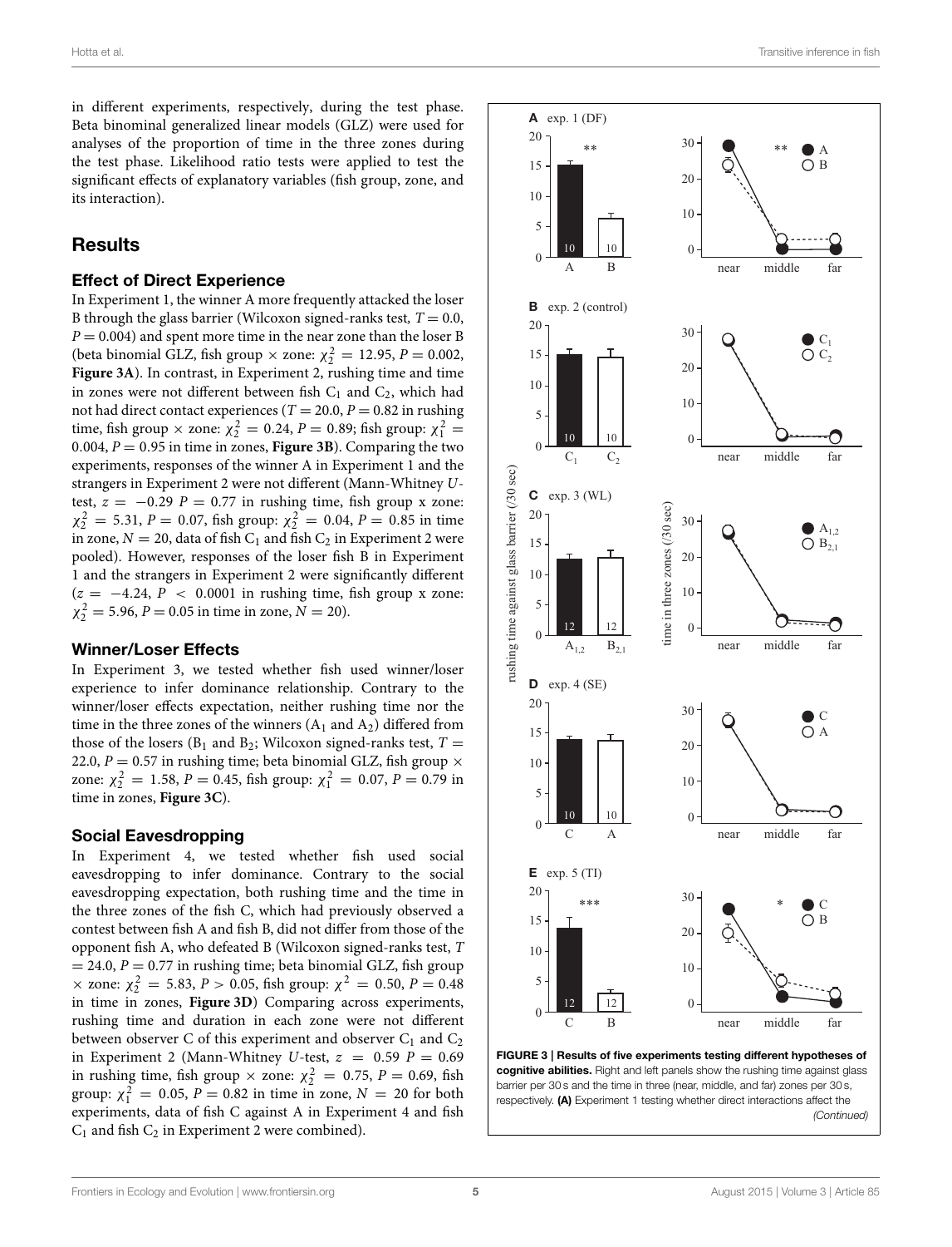in different experiments, respectively, during the test phase. Beta binomial generalized linear models (GLZ) were used for analyses of the proportion of time in the three zones during the test phase. Likelihood ratio tests were applied to test the significant effects of explanatory variables (fish group, zone, and its interaction).

## Results

### Effect of Direct Experience

In Experiment 1, the winner A more frequently attacked the loser B through the glass barrier (Wilcoxon signed-ranks test, $T = 0.0$, $P = 0.004$) and spent more time in the near zone than the loser B (beta binomial GLZ, fish group × zone: $\chi^2_2 = 12.95$, $P = 0.002$, **Figure 3A**). In contrast, in Experiment 2, rushing time and time in zones were not different between fish $C_1$ and $C_2$, which had not had direct contact experiences ($T = 20.0$, $P = 0.82$ in rushing time, fish group × zone: $\chi^2_2 = 0.24$, $P = 0.89$; fish group: $\chi^2_1 = 0.004$, $P = 0.95$ in time in zones, **Figure 3B**). Comparing the two experiments, responses of the winner A in Experiment 1 and the strangers in Experiment 2 were not different (Mann-Whitney *U*-test, $z = -0.29$ $P = 0.77$ in rushing time, fish group x zone: $\chi^2_2 = 5.31$, $P = 0.07$, fish group: $\chi^2_2 = 0.04$, $P = 0.85$ in time in zone, $N = 20$, data of fish $C_1$ and fish $C_2$ in Experiment 2 were pooled). However, responses of the loser fish B in Experiment 1 and the strangers in Experiment 2 were significantly different ($z = -4.24$, $P < 0.0001$ in rushing time, fish group x zone: $\chi^2_2 = 5.96$, $P = 0.05$ in time in zone, $N = 20$).

### Winner/Loser Effects

In Experiment 3, we tested whether fish used winner/loser experience to infer dominance relationship. Contrary to the winner/loser effects expectation, neither rushing time nor the time in the three zones of the winners ($A_1$ and $A_2$) differed from those of the losers ($B_1$ and $B_2$; Wilcoxon signed-ranks test, $T = 22.0$, $P = 0.57$ in rushing time; beta binomial GLZ, fish group × zone: $\chi^2_2 = 1.58$, $P = 0.45$, fish group: $\chi^2_1 = 0.07$, $P = 0.79$ in time in zones, **Figure 3C**).

### Social Eavesdropping

In Experiment 4, we tested whether fish used social eavesdropping to infer dominance. Contrary to the social eavesdropping expectation, both rushing time and the time in the three zones of the fish C, which had previously observed a contest between fish A and fish B, did not differ from those of the opponent fish A, who defeated B (Wilcoxon signed-ranks test, $T = 24.0$, $P = 0.77$ in rushing time; beta binomial GLZ, fish group × zone: $\chi^2_2 = 5.83$, $P > 0.05$, fish group: $\chi^2 = 0.50$, $P = 0.48$ in time in zones, **Figure 3D**) Comparing across experiments, rushing time and duration in each zone were not different between observer C of this experiment and observer $C_1$ and $C_2$ in Experiment 2 (Mann-Whitney *U*-test, $z = 0.59$ $P = 0.69$ in rushing time, fish group × zone: $\chi^2_2 = 0.75$, $P = 0.69$, fish group: $\chi^2_1 = 0.05$, $P = 0.82$ in time in zone, $N = 20$ for both experiments, data of fish C against A in Experiment 4 and fish $C_1$ and fish $C_2$ in Experiment 2 were combined).

**FIGURE 3 | Results of five experiments testing different hypotheses of cognitive abilities.** Right and left panels show the rushing time against glass barrier per 30 s and the time in three (near, middle, and far) zones per 30 s, respectively. **(A)** Experiment 1 testing whether direct interactions affect the *(Continued)*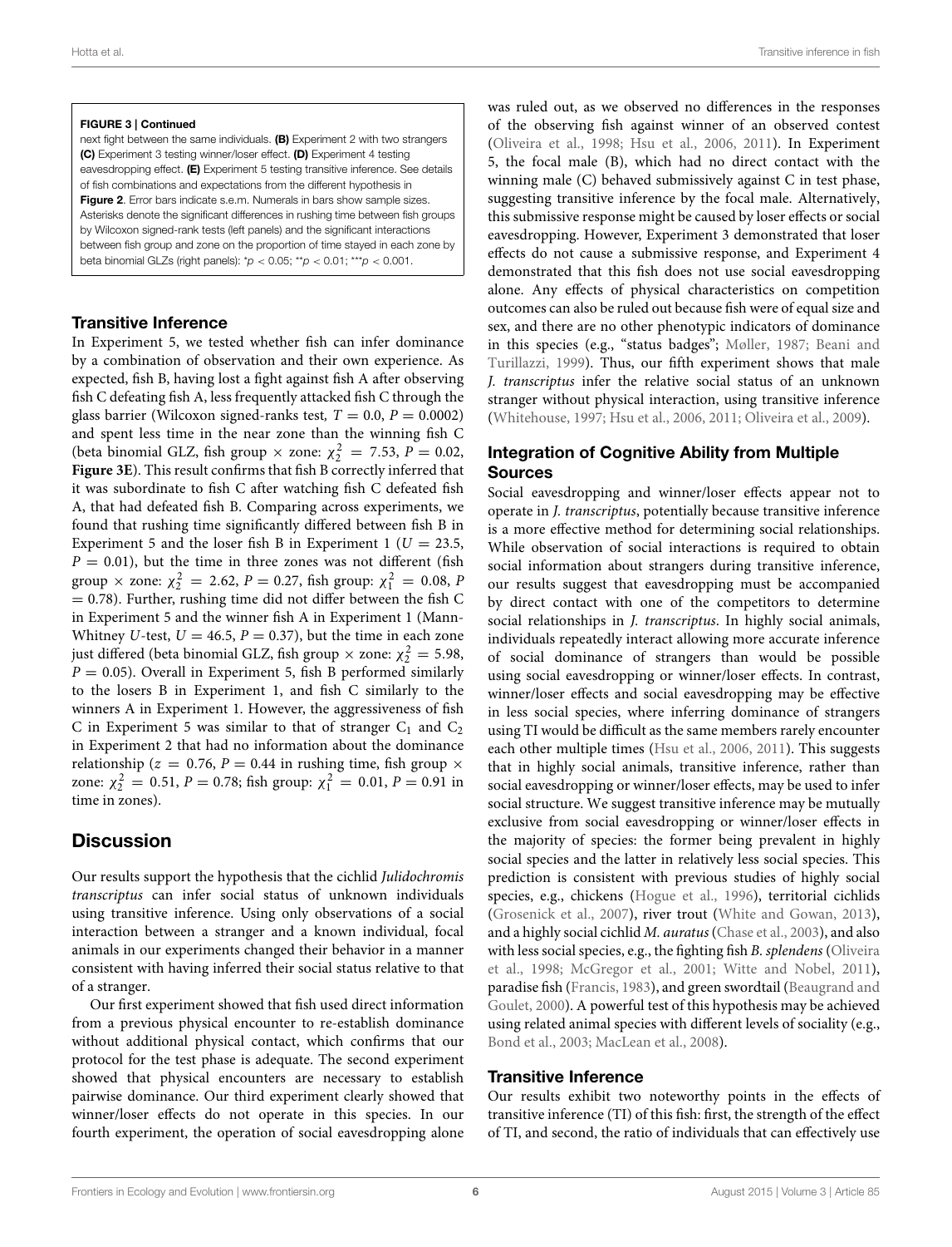**FIGURE 3 | Continued**
next fight between the same individuals. **(B)** Experiment 2 with two strangers **(C)** Experiment 3 testing winner/loser effect. **(D)** Experiment 4 testing eavesdropping effect. **(E)** Experiment 5 testing transitive inference. See details of fish combinations and expectations from the different hypothesis in **Figure 2**. Error bars indicate s.e.m. Numerals in bars show sample sizes. Asterisks denote the significant differences in rushing time between fish groups by Wilcoxon signed-rank tests (left panels) and the significant interactions between fish group and zone on the proportion of time stayed in each zone by beta binomial GLZs (right panels): \*$p < 0.05$; \*\*$p < 0.01$; \*\*\*$p < 0.001$.

### Transitive Inference

In Experiment 5, we tested whether fish can infer dominance by a combination of observation and their own experience. As expected, fish B, having lost a fight against fish A after observing fish C defeating fish A, less frequently attacked fish C through the glass barrier (Wilcoxon signed-ranks test, $T = 0.0$, $P = 0.0002$) and spent less time in the near zone than the winning fish C (beta binomial GLZ, fish group × zone: $\chi^2_2 = 7.53$, $P = 0.02$, **Figure 3E**). This result confirms that fish B correctly inferred that it was subordinate to fish C after watching fish C defeated fish A, that had defeated fish B. Comparing across experiments, we found that rushing time significantly differed between fish B in Experiment 5 and the loser fish B in Experiment 1 ($U = 23.5$, $P = 0.01$), but the time in three zones was not different (fish group × zone: $\chi^2_2 = 2.62$, $P = 0.27$, fish group: $\chi^2_1 = 0.08$, $P = 0.78$). Further, rushing time did not differ between the fish C in Experiment 5 and the winner fish A in Experiment 1 (Mann-Whitney *U*-test, $U = 46.5$, $P = 0.37$), but the time in each zone just differed (beta binomial GLZ, fish group × zone: $\chi^2_2 = 5.98$, $P = 0.05$). Overall in Experiment 5, fish B performed similarly to the losers B in Experiment 1, and fish C similarly to the winners A in Experiment 1. However, the aggressiveness of fish C in Experiment 5 was similar to that of stranger $C_1$ and $C_2$ in Experiment 2 that had no information about the dominance relationship ($z = 0.76$, $P = 0.44$ in rushing time, fish group × zone: $\chi^2_2 = 0.51$, $P = 0.78$; fish group: $\chi^2_1 = 0.01$, $P = 0.91$ in time in zones).

## Discussion

Our results support the hypothesis that the cichlid *Julidochromis transcriptus* can infer social status of unknown individuals using transitive inference. Using only observations of a social interaction between a stranger and a known individual, focal animals in our experiments changed their behavior in a manner consistent with having inferred their social status relative to that of a stranger.

Our first experiment showed that fish used direct information from a previous physical encounter to re-establish dominance without additional physical contact, which confirms that our protocol for the test phase is adequate. The second experiment showed that physical encounters are necessary to establish pairwise dominance. Our third experiment clearly showed that winner/loser effects do not operate in this species. In our fourth experiment, the operation of social eavesdropping alone was ruled out, as we observed no differences in the responses of the observing fish against winner of an observed contest (Oliveira et al., 1998; Hsu et al., 2006, 2011). In Experiment 5, the focal male (B), which had no direct contact with the winning male (C) behaved submissively against C in test phase, suggesting transitive inference by the focal male. Alternatively, this submissive response might be caused by loser effects or social eavesdropping. However, Experiment 3 demonstrated that loser effects do not cause a submissive response, and Experiment 4 demonstrated that this fish does not use social eavesdropping alone. Any effects of physical characteristics on competition outcomes can also be ruled out because fish were of equal size and sex, and there are no other phenotypic indicators of dominance in this species (e.g., "status badges"; Møller, 1987; Beani and Turillazzi, 1999). Thus, our fifth experiment shows that male *J. transcriptus* infer the relative social status of an unknown stranger without physical interaction, using transitive inference (Whitehouse, 1997; Hsu et al., 2006, 2011; Oliveira et al., 2009).

### Integration of Cognitive Ability from Multiple Sources

Social eavesdropping and winner/loser effects appear not to operate in *J. transcriptus*, potentially because transitive inference is a more effective method for determining social relationships. While observation of social interactions is required to obtain social information about strangers during transitive inference, our results suggest that eavesdropping must be accompanied by direct contact with one of the competitors to determine social relationships in *J. transcriptus*. In highly social animals, individuals repeatedly interact allowing more accurate inference of social dominance of strangers than would be possible using social eavesdropping or winner/loser effects. In contrast, winner/loser effects and social eavesdropping may be effective in less social species, where inferring dominance of strangers using TI would be difficult as the same members rarely encounter each other multiple times (Hsu et al., 2006, 2011). This suggests that in highly social animals, transitive inference, rather than social eavesdropping or winner/loser effects, may be used to infer social structure. We suggest transitive inference may be mutually exclusive from social eavesdropping or winner/loser effects in the majority of species: the former being prevalent in highly social species and the latter in relatively less social species. This prediction is consistent with previous studies of highly social species, e.g., chickens (Hogue et al., 1996), territorial cichlids (Grosenick et al., 2007), river trout (White and Gowan, 2013), and a highly social cichlid *M. auratus* (Chase et al., 2003), and also with less social species, e.g., the fighting fish *B. splendens* (Oliveira et al., 1998; McGregor et al., 2001; Witte and Nobel, 2011), paradise fish (Francis, 1983), and green swordtail (Beaugrand and Goulet, 2000). A powerful test of this hypothesis may be achieved using related animal species with different levels of sociality (e.g., Bond et al., 2003; MacLean et al., 2008).

### Transitive Inference

Our results exhibit two noteworthy points in the effects of transitive inference (TI) of this fish: first, the strength of the effect of TI, and second, the ratio of individuals that can effectively use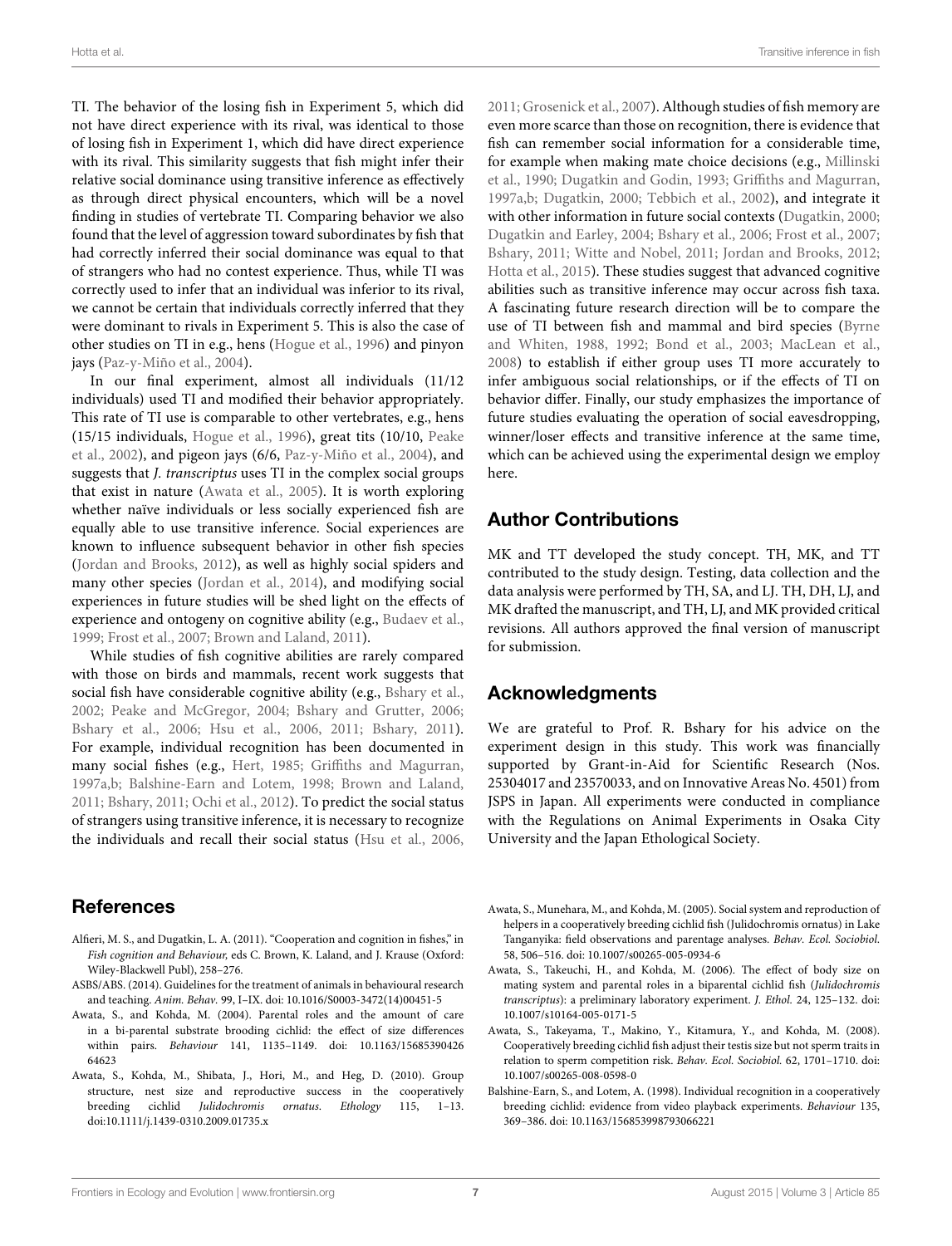TI. The behavior of the losing fish in Experiment 5, which did not have direct experience with its rival, was identical to those of losing fish in Experiment 1, which did have direct experience with its rival. This similarity suggests that fish might infer their relative social dominance using transitive inference as effectively as through direct physical encounters, which will be a novel finding in studies of vertebrate TI. Comparing behavior we also found that the level of aggression toward subordinates by fish that had correctly inferred their social dominance was equal to that of strangers who had no contest experience. Thus, while TI was correctly used to infer that an individual was inferior to its rival, we cannot be certain that individuals correctly inferred that they were dominant to rivals in Experiment 5. This is also the case of other studies on TI in e.g., hens (Hogue et al., 1996) and pinyon jays (Paz-y-Miño et al., 2004).

In our final experiment, almost all individuals (11/12 individuals) used TI and modified their behavior appropriately. This rate of TI use is comparable to other vertebrates, e.g., hens (15/15 individuals, Hogue et al., 1996), great tits (10/10, Peake et al., 2002), and pigeon jays (6/6, Paz-y-Miño et al., 2004), and suggests that *J. transcriptus* uses TI in the complex social groups that exist in nature (Awata et al., 2005). It is worth exploring whether naïve individuals or less socially experienced fish are equally able to use transitive inference. Social experiences are known to influence subsequent behavior in other fish species (Jordan and Brooks, 2012), as well as highly social spiders and many other species (Jordan et al., 2014), and modifying social experiences in future studies will be shed light on the effects of experience and ontogeny on cognitive ability (e.g., Budaev et al., 1999; Frost et al., 2007; Brown and Laland, 2011).

While studies of fish cognitive abilities are rarely compared with those on birds and mammals, recent work suggests that social fish have considerable cognitive ability (e.g., Bshary et al., 2002; Peake and McGregor, 2004; Bshary and Grutter, 2006; Bshary et al., 2006; Hsu et al., 2006, 2011; Bshary, 2011). For example, individual recognition has been documented in many social fishes (e.g., Hert, 1985; Griffiths and Magurran, 1997a,b; Balshine-Earn and Lotem, 1998; Brown and Laland, 2011; Bshary, 2011; Ochi et al., 2012). To predict the social status of strangers using transitive inference, it is necessary to recognize the individuals and recall their social status (Hsu et al., 2006, 2011; Grosenick et al., 2007). Although studies of fish memory are even more scarce than those on recognition, there is evidence that fish can remember social information for a considerable time, for example when making mate choice decisions (e.g., Millinski et al., 1990; Dugatkin and Godin, 1993; Griffiths and Magurran, 1997a,b; Dugatkin, 2000; Tebbich et al., 2002), and integrate it with other information in future social contexts (Dugatkin, 2000; Dugatkin and Earley, 2004; Bshary et al., 2006; Frost et al., 2007; Bshary, 2011; Witte and Nobel, 2011; Jordan and Brooks, 2012; Hotta et al., 2015). These studies suggest that advanced cognitive abilities such as transitive inference may occur across fish taxa. A fascinating future research direction will be to compare the use of TI between fish and mammal and bird species (Byrne and Whiten, 1988, 1992; Bond et al., 2003; MacLean et al., 2008) to establish if either group uses TI more accurately to infer ambiguous social relationships, or if the effects of TI on behavior differ. Finally, our study emphasizes the importance of future studies evaluating the operation of social eavesdropping, winner/loser effects and transitive inference at the same time, which can be achieved using the experimental design we employ here.

## Author Contributions

MK and TT developed the study concept. TH, MK, and TT contributed to the study design. Testing, data collection and the data analysis were performed by TH, SA, and LJ. TH, DH, LJ, and MK drafted the manuscript, and TH, LJ, and MK provided critical revisions. All authors approved the final version of manuscript for submission.

## Acknowledgments

We are grateful to Prof. R. Bshary for his advice on the experiment design in this study. This work was financially supported by Grant-in-Aid for Scientific Research (Nos. 25304017 and 23570033, and on Innovative Areas No. 4501) from JSPS in Japan. All experiments were conducted in compliance with the Regulations on Animal Experiments in Osaka City University and the Japan Ethological Society.

## References

Alfieri, M. S., and Dugatkin, L. A. (2011). "Cooperation and cognition in fishes," in *Fish cognition and Behaviour,* eds C. Brown, K. Laland, and J. Krause (Oxford: Wiley-Blackwell Publ), 258–276.

ASBS/ABS. (2014). Guidelines for the treatment of animals in behavioural research and teaching. *Anim. Behav.* 99, I–IX. doi: 10.1016/S0003-3472(14)00451-5

Awata, S., and Kohda, M. (2004). Parental roles and the amount of care in a bi-parental substrate brooding cichlid: the effect of size differences within pairs. *Behaviour* 141, 1135–1149. doi: 10.1163/1568539042664623

Awata, S., Kohda, M., Shibata, J., Hori, M., and Heg, D. (2010). Group structure, nest size and reproductive success in the cooperatively breeding cichlid *Julidochromis ornatus. Ethology* 115, 1–13. doi:10.1111/j.1439-0310.2009.01735.x

Awata, S., Munehara, M., and Kohda, M. (2005). Social system and reproduction of helpers in a cooperatively breeding cichlid fish (Julidochromis ornatus) in Lake Tanganyika: field observations and parentage analyses. *Behav. Ecol. Sociobiol.* 58, 506–516. doi: 10.1007/s00265-005-0934-6

Awata, S., Takeuchi, H., and Kohda, M. (2006). The effect of body size on mating system and parental roles in a biparental cichlid fish (*Julidochromis transcriptus*): a preliminary laboratory experiment. *J. Ethol.* 24, 125–132. doi: 10.1007/s10164-005-0171-5

Awata, S., Takeyama, T., Makino, Y., Kitamura, Y., and Kohda, M. (2008). Cooperatively breeding cichlid fish adjust their testis size but not sperm traits in relation to sperm competition risk. *Behav. Ecol. Sociobiol.* 62, 1701–1710. doi: 10.1007/s00265-008-0598-0

Balshine-Earn, S., and Lotem, A. (1998). Individual recognition in a cooperatively breeding cichlid: evidence from video playback experiments. *Behaviour* 135, 369–386. doi: 10.1163/156853998793066221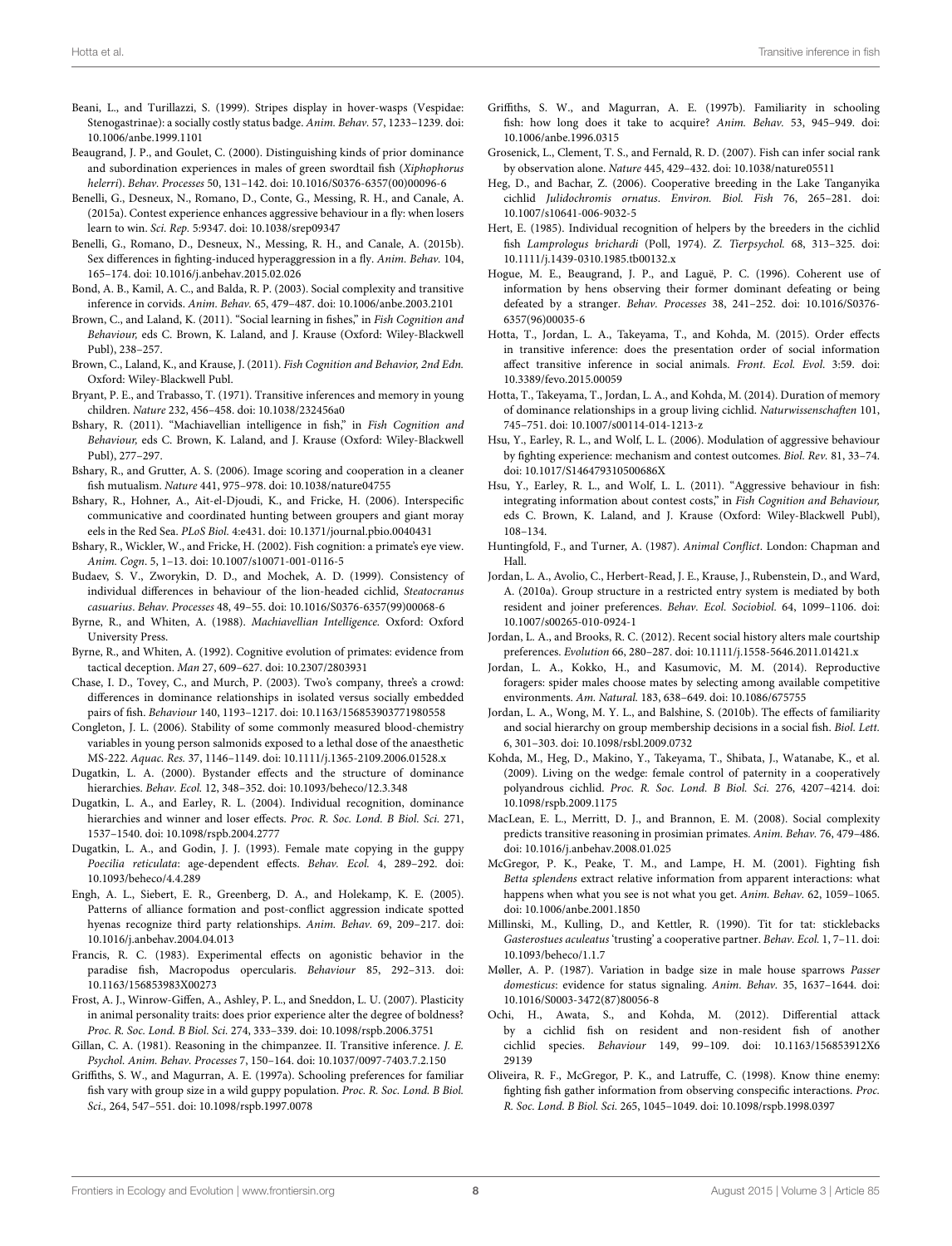Beani, L., and Turillazzi, S. (1999). Stripes display in hover-wasps (Vespidae: Stenogastrinae): a socially costly status badge. *Anim. Behav.* 57, 1233–1239. doi: 10.1006/anbe.1999.1101

Beaugrand, J. P., and Goulet, C. (2000). Distinguishing kinds of prior dominance and subordination experiences in males of green swordtail fish (*Xiphophorus helerri*). *Behav. Processes* 50, 131–142. doi: 10.1016/S0376-6357(00)00096-6

Benelli, G., Desneux, N., Romano, D., Conte, G., Messing, R. H., and Canale, A. (2015a). Contest experience enhances aggressive behaviour in a fly: when losers learn to win. *Sci. Rep.* 5:9347. doi: 10.1038/srep09347

Benelli, G., Romano, D., Desneux, N., Messing, R. H., and Canale, A. (2015b). Sex differences in fighting-induced hyperaggression in a fly. *Anim. Behav.* 104, 165–174. doi: 10.1016/j.anbehav.2015.02.026

Bond, A. B., Kamil, A. C., and Balda, R. P. (2003). Social complexity and transitive inference in corvids. *Anim. Behav.* 65, 479–487. doi: 10.1006/anbe.2003.2101

Brown, C., and Laland, K. (2011). "Social learning in fishes," in *Fish Cognition and Behaviour,* eds C. Brown, K. Laland, and J. Krause (Oxford: Wiley-Blackwell Publ), 238–257.

Brown, C., Laland, K., and Krause, J. (2011). *Fish Cognition and Behavior, 2nd Edn.* Oxford: Wiley-Blackwell Publ.

Bryant, P. E., and Trabasso, T. (1971). Transitive inferences and memory in young children. *Nature* 232, 456–458. doi: 10.1038/232456a0

Bshary, R. (2011). "Machiavellian intelligence in fish," in *Fish Cognition and Behaviour,* eds C. Brown, K. Laland, and J. Krause (Oxford: Wiley-Blackwell Publ), 277–297.

Bshary, R., and Grutter, A. S. (2006). Image scoring and cooperation in a cleaner fish mutualism. *Nature* 441, 975–978. doi: 10.1038/nature04755

Bshary, R., Hohner, A., Ait-el-Djoudi, K., and Fricke, H. (2006). Interspecific communicative and coordinated hunting between groupers and giant moray eels in the Red Sea. *PLoS Biol.* 4:e431. doi: 10.1371/journal.pbio.0040431

Bshary, R., Wickler, W., and Fricke, H. (2002). Fish cognition: a primate's eye view. *Anim. Cogn.* 5, 1–13. doi: 10.1007/s10071-001-0116-5

Budaev, S. V., Zworykin, D. D., and Mochek, A. D. (1999). Consistency of individual differences in behaviour of the lion-headed cichlid, *Steatocranus casuarius*. *Behav. Processes* 48, 49–55. doi: 10.1016/S0376-6357(99)00068-6

Byrne, R., and Whiten, A. (1988). *Machiavellian Intelligence.* Oxford: Oxford University Press.

Byrne, R., and Whiten, A. (1992). Cognitive evolution of primates: evidence from tactical deception. *Man* 27, 609–627. doi: 10.2307/2803931

Chase, I. D., Tovey, C., and Murch, P. (2003). Two's company, three's a crowd: differences in dominance relationships in isolated versus socially embedded pairs of fish. *Behaviour* 140, 1193–1217. doi: 10.1163/156853903771980558

Congleton, J. L. (2006). Stability of some commonly measured blood-chemistry variables in young person salmonids exposed to a lethal dose of the anaesthetic MS-222. *Aquac. Res.* 37, 1146–1149. doi: 10.1111/j.1365-2109.2006.01528.x

Dugatkin, L. A. (2000). Bystander effects and the structure of dominance hierarchies. *Behav. Ecol.* 12, 348–352. doi: 10.1093/beheco/12.3.348

Dugatkin, L. A., and Earley, R. L. (2004). Individual recognition, dominance hierarchies and winner and loser effects. *Proc. R. Soc. Lond. B Biol. Sci.* 271, 1537–1540. doi: 10.1098/rspb.2004.2777

Dugatkin, L. A., and Godin, J. J. (1993). Female mate copying in the guppy *Poecilia reticulata*: age-dependent effects. *Behav. Ecol.* 4, 289–292. doi: 10.1093/beheco/4.4.289

Engh, A. L., Siebert, E. R., Greenberg, D. A., and Holekamp, K. E. (2005). Patterns of alliance formation and post-conflict aggression indicate spotted hyenas recognize third party relationships. *Anim. Behav.* 69, 209–217. doi: 10.1016/j.anbehav.2004.04.013

Francis, R. C. (1983). Experimental effects on agonistic behavior in the paradise fish, Macropodus opercularis. *Behaviour* 85, 292–313. doi: 10.1163/156853983X00273

Frost, A. J., Winrow-Giffen, A., Ashley, P. L., and Sneddon, L. U. (2007). Plasticity in animal personality traits: does prior experience alter the degree of boldness? *Proc. R. Soc. Lond. B Biol. Sci.* 274, 333–339. doi: 10.1098/rspb.2006.3751

Gillan, C. A. (1981). Reasoning in the chimpanzee. II. Transitive inference. *J. E. Psychol. Anim. Behav. Processes* 7, 150–164. doi: 10.1037/0097-7403.7.2.150

Griffiths, S. W., and Magurran, A. E. (1997a). Schooling preferences for familiar fish vary with group size in a wild guppy population. *Proc. R. Soc. Lond. B Biol. Sci.,* 264, 547–551. doi: 10.1098/rspb.1997.0078

Griffiths, S. W., and Magurran, A. E. (1997b). Familiarity in schooling fish: how long does it take to acquire? *Anim. Behav.* 53, 945–949. doi: 10.1006/anbe.1996.0315

Grosenick, L., Clement, T. S., and Fernald, R. D. (2007). Fish can infer social rank by observation alone. *Nature* 445, 429–432. doi: 10.1038/nature05511

Heg, D., and Bachar, Z. (2006). Cooperative breeding in the Lake Tanganyika cichlid *Julidochromis ornatus*. *Environ. Biol. Fish* 76, 265–281. doi: 10.1007/s10641-006-9032-5

Hert, E. (1985). Individual recognition of helpers by the breeders in the cichlid fish *Lamprologus brichardi* (Poll, 1974). *Z. Tierpsychol.* 68, 313–325. doi: 10.1111/j.1439-0310.1985.tb00132.x

Hogue, M. E., Beaugrand, J. P., and Laguë, P. C. (1996). Coherent use of information by hens observing their former dominant defeating or being defeated by a stranger. *Behav. Processes* 38, 241–252. doi: 10.1016/S0376-6357(96)00035-6

Hotta, T., Jordan, L. A., Takeyama, T., and Kohda, M. (2015). Order effects in transitive inference: does the presentation order of social information affect transitive inference in social animals. *Front. Ecol. Evol.* 3:59. doi: 10.3389/fevo.2015.00059

Hotta, T., Takeyama, T., Jordan, L. A., and Kohda, M. (2014). Duration of memory of dominance relationships in a group living cichlid. *Naturwissenschaften* 101, 745–751. doi: 10.1007/s00114-014-1213-z

Hsu, Y., Earley, R. L., and Wolf, L. L. (2006). Modulation of aggressive behaviour by fighting experience: mechanism and contest outcomes. *Biol. Rev.* 81, 33–74. doi: 10.1017/S146479310500686X

Hsu, Y., Earley, R. L., and Wolf, L. L. (2011). "Aggressive behaviour in fish: integrating information about contest costs," in *Fish Cognition and Behaviour,* eds C. Brown, K. Laland, and J. Krause (Oxford: Wiley-Blackwell Publ), 108–134.

Huntingfold, F., and Turner, A. (1987). *Animal Conflict*. London: Chapman and Hall.

Jordan, L. A., Avolio, C., Herbert-Read, J. E., Krause, J., Rubenstein, D., and Ward, A. (2010a). Group structure in a restricted entry system is mediated by both resident and joiner preferences. *Behav. Ecol. Sociobiol.* 64, 1099–1106. doi: 10.1007/s00265-010-0924-1

Jordan, L. A., and Brooks, R. C. (2012). Recent social history alters male courtship preferences. *Evolution* 66, 280–287. doi: 10.1111/j.1558-5646.2011.01421.x

Jordan, L. A., Kokko, H., and Kasumovic, M. M. (2014). Reproductive foragers: spider males choose mates by selecting among available competitive environments. *Am. Natural.* 183, 638–649. doi: 10.1086/675755

Jordan, L. A., Wong, M. Y. L., and Balshine, S. (2010b). The effects of familiarity and social hierarchy on group membership decisions in a social fish. *Biol. Lett.* 6, 301–303. doi: 10.1098/rsbl.2009.0732

Kohda, M., Heg, D., Makino, Y., Takeyama, T., Shibata, J., Watanabe, K., et al. (2009). Living on the wedge: female control of paternity in a cooperatively polyandrous cichlid. *Proc. R. Soc. Lond. B Biol. Sci.* 276, 4207–4214. doi: 10.1098/rspb.2009.1175

MacLean, E. L., Merritt, D. J., and Brannon, E. M. (2008). Social complexity predicts transitive reasoning in prosimian primates. *Anim. Behav.* 76, 479–486. doi: 10.1016/j.anbehav.2008.01.025

McGregor, P. K., Peake, T. M., and Lampe, H. M. (2001). Fighting fish *Betta splendens* extract relative information from apparent interactions: what happens when what you see is not what you get. *Anim. Behav.* 62, 1059–1065. doi: 10.1006/anbe.2001.1850

Millinski, M., Kulling, D., and Kettler, R. (1990). Tit for tat: sticklebacks *Gasterostues aculeatus* 'trusting' a cooperative partner. *Behav. Ecol.* 1, 7–11. doi: 10.1093/beheco/1.1.7

Møller, A. P. (1987). Variation in badge size in male house sparrows *Passer domesticus*: evidence for status signaling. *Anim. Behav.* 35, 1637–1644. doi: 10.1016/S0003-3472(87)80056-8

Ochi, H., Awata, S., and Kohda, M. (2012). Differential attack by a cichlid fish on resident and non-resident fish of another cichlid species. *Behaviour* 149, 99–109. doi: 10.1163/156853912X629139

Oliveira, R. F., McGregor, P. K., and Latruffe, C. (1998). Know thine enemy: fighting fish gather information from observing conspecific interactions. *Proc. R. Soc. Lond. B Biol. Sci.* 265, 1045–1049. doi: 10.1098/rspb.1998.0397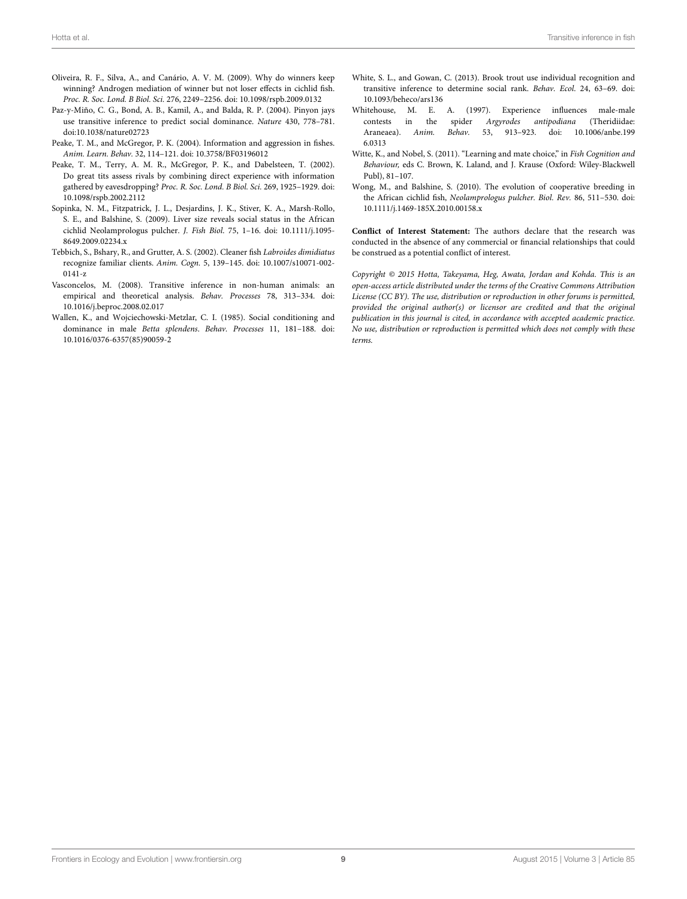Oliveira, R. F., Silva, A., and Canário, A. V. M. (2009). Why do winners keep winning? Androgen mediation of winner but not loser effects in cichlid fish. *Proc. R. Soc. Lond. B Biol. Sci.* 276, 2249–2256. doi: 10.1098/rspb.2009.0132

Paz-y-Miño, C. G., Bond, A. B., Kamil, A., and Balda, R. P. (2004). Pinyon jays use transitive inference to predict social dominance. *Nature* 430, 778–781. doi:10.1038/nature02723

Peake, T. M., and McGregor, P. K. (2004). Information and aggression in fishes. *Anim. Learn. Behav.* 32, 114–121. doi: 10.3758/BF03196012

Peake, T. M., Terry, A. M. R., McGregor, P. K., and Dabelsteen, T. (2002). Do great tits assess rivals by combining direct experience with information gathered by eavesdropping? *Proc. R. Soc. Lond. B Biol. Sci.* 269, 1925–1929. doi: 10.1098/rspb.2002.2112

Sopinka, N. M., Fitzpatrick, J. L., Desjardins, J. K., Stiver, K. A., Marsh-Rollo, S. E., and Balshine, S. (2009). Liver size reveals social status in the African cichlid Neolamprologus pulcher. *J. Fish Biol.* 75, 1–16. doi: 10.1111/j.1095-8649.2009.02234.x

Tebbich, S., Bshary, R., and Grutter, A. S. (2002). Cleaner fish *Labroides dimidiatus* recognize familiar clients. *Anim. Cogn.* 5, 139–145. doi: 10.1007/s10071-002-0141-z

Vasconcelos, M. (2008). Transitive inference in non-human animals: an empirical and theoretical analysis. *Behav. Processes* 78, 313–334. doi: 10.1016/j.beproc.2008.02.017

Wallen, K., and Wojciechowski-Metzlar, C. I. (1985). Social conditioning and dominance in male *Betta splendens*. *Behav. Processes* 11, 181–188. doi: 10.1016/0376-6357(85)90059-2

White, S. L., and Gowan, C. (2013). Brook trout use individual recognition and transitive inference to determine social rank. *Behav. Ecol.* 24, 63–69. doi: 10.1093/beheco/ars136

Whitehouse, M. E. A. (1997). Experience influences male-male contests in the spider *Argyrodes antipodiana* (Theridiidae: Araneaea). *Anim. Behav.* 53, 913–923. doi: 10.1006/anbe.1996.0313

Witte, K., and Nobel, S. (2011). "Learning and mate choice," in *Fish Cognition and Behaviour,* eds C. Brown, K. Laland, and J. Krause (Oxford: Wiley-Blackwell Publ), 81–107.

Wong, M., and Balshine, S. (2010). The evolution of cooperative breeding in the African cichlid fish, *Neolamprologus pulcher*. *Biol. Rev.* 86, 511–530. doi: 10.1111/j.1469-185X.2010.00158.x

**Conflict of Interest Statement:** The authors declare that the research was conducted in the absence of any commercial or financial relationships that could be construed as a potential conflict of interest.

*Copyright © 2015 Hotta, Takeyama, Heg, Awata, Jordan and Kohda. This is an open-access article distributed under the terms of the Creative Commons Attribution License (CC BY). The use, distribution or reproduction in other forums is permitted, provided the original author(s) or licensor are credited and that the original publication in this journal is cited, in accordance with accepted academic practice. No use, distribution or reproduction is permitted which does not comply with these terms.*